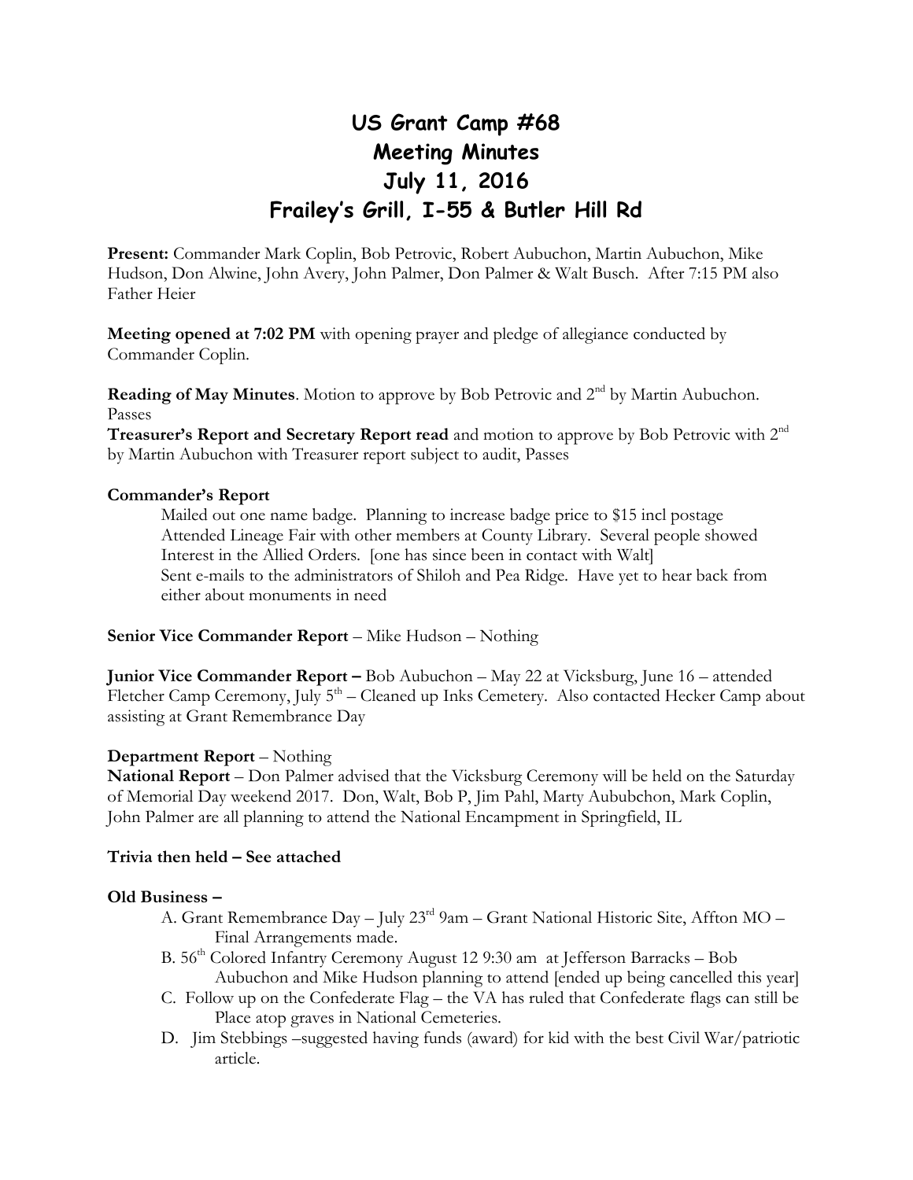# US Grant Camp #68
# Meeting Minutes
# July 11, 2016
# Frailey's Grill, I-55 & Butler Hill Rd

**Present:** Commander Mark Coplin, Bob Petrovic, Robert Aubuchon, Martin Aubuchon, Mike Hudson, Don Alwine, John Avery, John Palmer, Don Palmer & Walt Busch. After 7:15 PM also Father Heier

**Meeting opened at 7:02 PM** with opening prayer and pledge of allegiance conducted by Commander Coplin.

**Reading of May Minutes**. Motion to approve by Bob Petrovic and 2nd by Martin Aubuchon. Passes

**Treasurer's Report and Secretary Report read** and motion to approve by Bob Petrovic with 2nd by Martin Aubuchon with Treasurer report subject to audit, Passes

**Commander's Report**

Mailed out one name badge. Planning to increase badge price to $15 incl postage
Attended Lineage Fair with other members at County Library. Several people showed Interest in the Allied Orders. [one has since been in contact with Walt]
Sent e-mails to the administrators of Shiloh and Pea Ridge. Have yet to hear back from either about monuments in need

**Senior Vice Commander Report** – Mike Hudson – Nothing

**Junior Vice Commander Report –** Bob Aubuchon – May 22 at Vicksburg, June 16 – attended Fletcher Camp Ceremony, July 5th – Cleaned up Inks Cemetery. Also contacted Hecker Camp about assisting at Grant Remembrance Day

**Department Report** – Nothing

**National Report** – Don Palmer advised that the Vicksburg Ceremony will be held on the Saturday of Memorial Day weekend 2017. Don, Walt, Bob P, Jim Pahl, Marty Aububchon, Mark Coplin, John Palmer are all planning to attend the National Encampment in Springfield, IL

**Trivia then held – See attached**

**Old Business –**

A. Grant Remembrance Day – July 23rd 9am – Grant National Historic Site, Affton MO – Final Arrangements made.
B. 56th Colored Infantry Ceremony August 12 9:30 am at Jefferson Barracks – Bob Aubuchon and Mike Hudson planning to attend [ended up being cancelled this year]
C. Follow up on the Confederate Flag – the VA has ruled that Confederate flags can still be Place atop graves in National Cemeteries.
D. Jim Stebbings –suggested having funds (award) for kid with the best Civil War/patriotic article.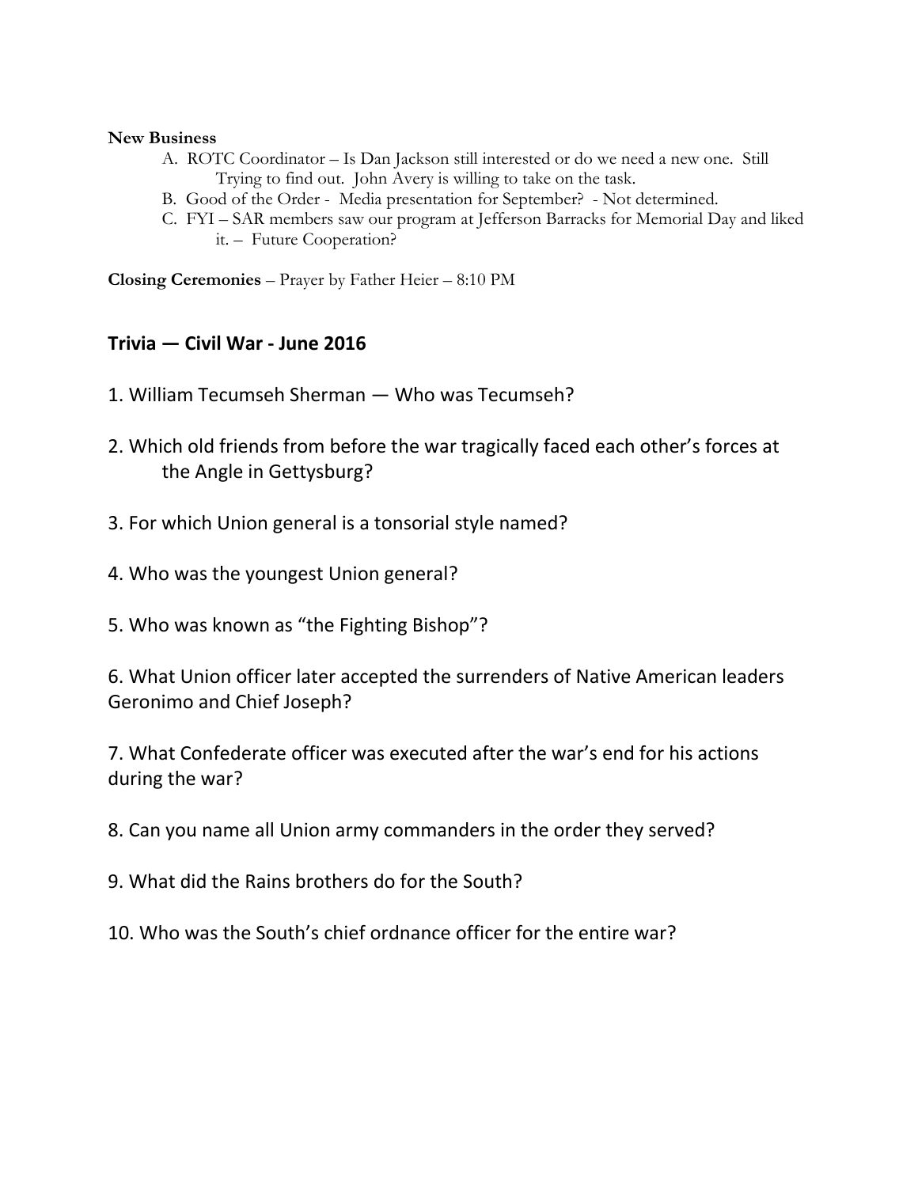**New Business**

A. ROTC Coordinator – Is Dan Jackson still interested or do we need a new one. Still Trying to find out. John Avery is willing to take on the task.
B. Good of the Order - Media presentation for September? - Not determined.
C. FYI – SAR members saw our program at Jefferson Barracks for Memorial Day and liked it. – Future Cooperation?

**Closing Ceremonies** – Prayer by Father Heier – 8:10 PM

## Trivia — Civil War - June 2016

1. William Tecumseh Sherman — Who was Tecumseh?

2. Which old friends from before the war tragically faced each other's forces at the Angle in Gettysburg?

3. For which Union general is a tonsorial style named?

4. Who was the youngest Union general?

5. Who was known as "the Fighting Bishop"?

6. What Union officer later accepted the surrenders of Native American leaders Geronimo and Chief Joseph?

7. What Confederate officer was executed after the war's end for his actions during the war?

8. Can you name all Union army commanders in the order they served?

9. What did the Rains brothers do for the South?

10. Who was the South's chief ordnance officer for the entire war?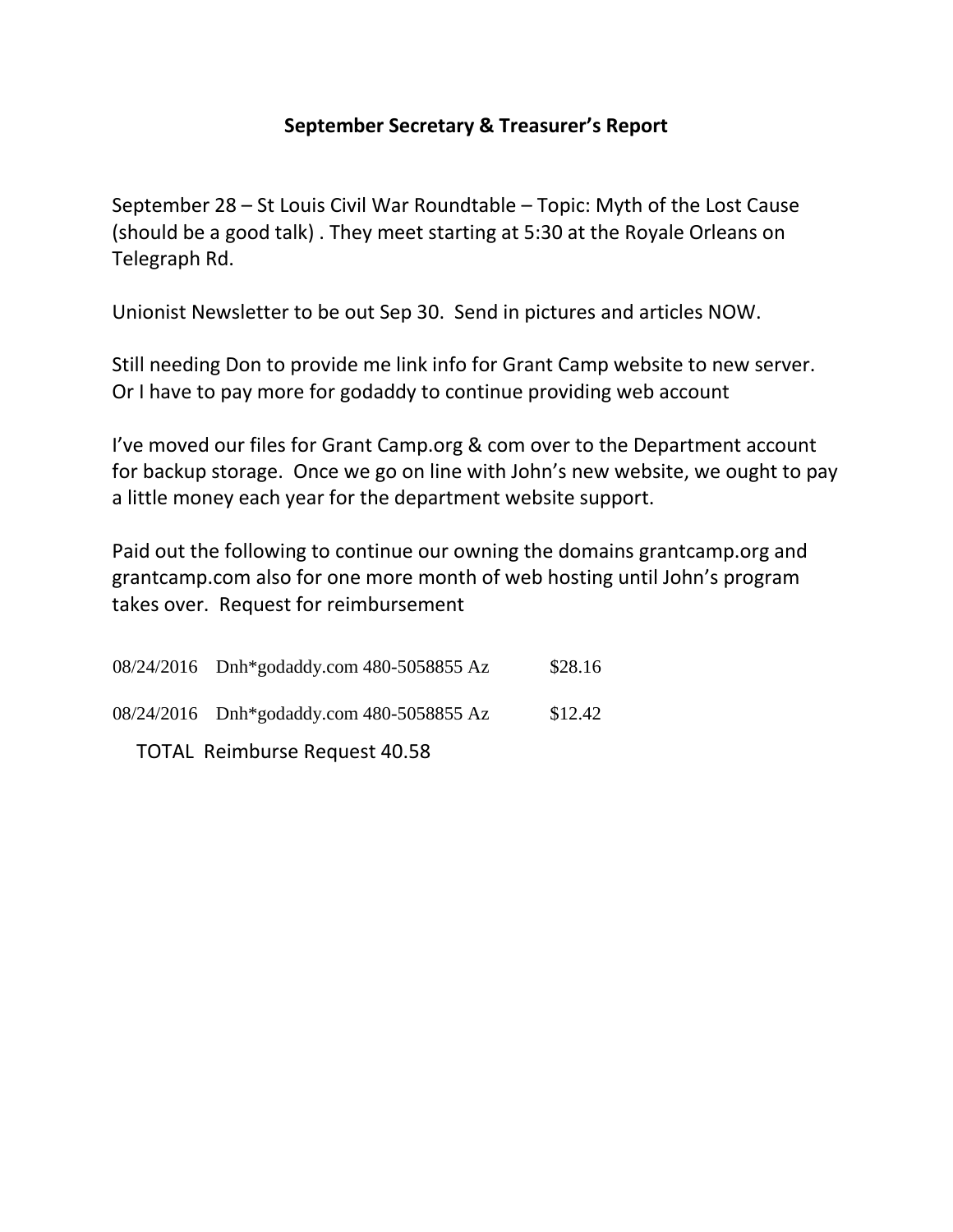**September Secretary & Treasurer's Report**

September 28 – St Louis Civil War Roundtable – Topic: Myth of the Lost Cause (should be a good talk) . They meet starting at 5:30 at the Royale Orleans on Telegraph Rd.

Unionist Newsletter to be out Sep 30. Send in pictures and articles NOW.

Still needing Don to provide me link info for Grant Camp website to new server. Or I have to pay more for godaddy to continue providing web account

I've moved our files for Grant Camp.org & com over to the Department account for backup storage. Once we go on line with John's new website, we ought to pay a little money each year for the department website support.

Paid out the following to continue our owning the domains grantcamp.org and grantcamp.com also for one more month of web hosting until John's program takes over. Request for reimbursement

| | | |
|---|---|---|
| 08/24/2016 | Dnh*godaddy.com 480-5058855 Az | $28.16 |
| 08/24/2016 | Dnh*godaddy.com 480-5058855 Az | $12.42 |

TOTAL Reimburse Request 40.58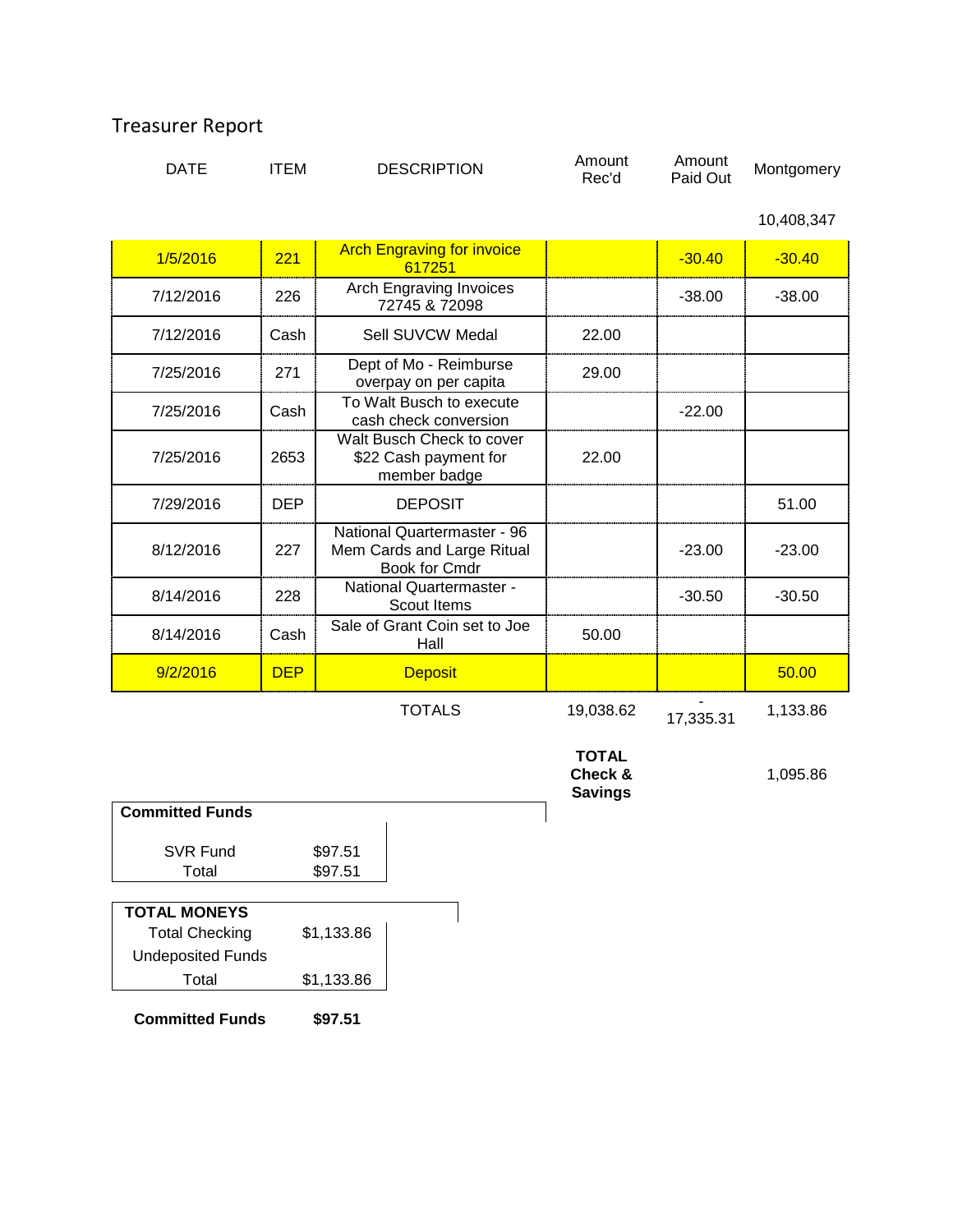# Treasurer Report

| DATE | ITEM | DESCRIPTION | Amount Rec'd | Amount Paid Out | Montgomery |
|---|---|---|---|---|---|
| | | | | | 10,408,347 |
| 1/5/2016 | 221 | Arch Engraving for invoice 617251 | | -30.40 | -30.40 |
| 7/12/2016 | 226 | Arch Engraving Invoices 72745 & 72098 | | -38.00 | -38.00 |
| 7/12/2016 | Cash | Sell SUVCW Medal | 22.00 | | |
| 7/25/2016 | 271 | Dept of Mo - Reimburse overpay on per capita | 29.00 | | |
| 7/25/2016 | Cash | To Walt Busch to execute cash check conversion | | -22.00 | |
| 7/25/2016 | 2653 | Walt Busch Check to cover $22 Cash payment for member badge | 22.00 | | |
| 7/29/2016 | DEP | DEPOSIT | | | 51.00 |
| 8/12/2016 | 227 | National Quartermaster - 96 Mem Cards and Large Ritual Book for Cmdr | | -23.00 | -23.00 |
| 8/14/2016 | 228 | National Quartermaster - Scout Items | | -30.50 | -30.50 |
| 8/14/2016 | Cash | Sale of Grant Coin set to Joe Hall | 50.00 | | |
| 9/2/2016 | DEP | Deposit | | | 50.00 |
| | | TOTALS | 19,038.62 | -17,335.31 | 1,133.86 |
| | | | **TOTAL Check & Savings** | | 1,095.86 |

**Committed Funds**

| | |
|---|---|
| SVR Fund | $97.51 |
| Total | $97.51 |

**TOTAL MONEYS**

| | |
|---|---|
| Total Checking | $1,133.86 |
| Undeposited Funds | |
| Total | $1,133.86 |

**Committed Funds** **$97.51**